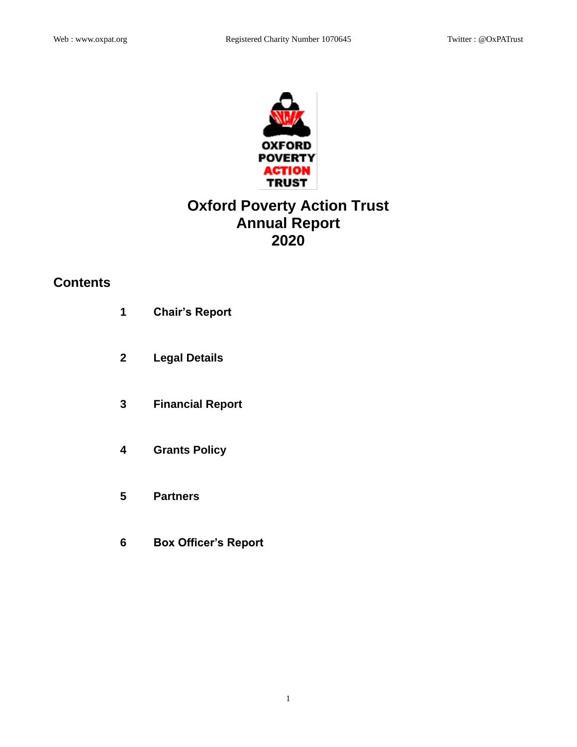# Oxford Poverty Action Trust
# Annual Report
# 2020

## Contents

1. **Chair's Report**
2. **Legal Details**
3. **Financial Report**
4. **Grants Policy**
5. **Partners**
6. **Box Officer's Report**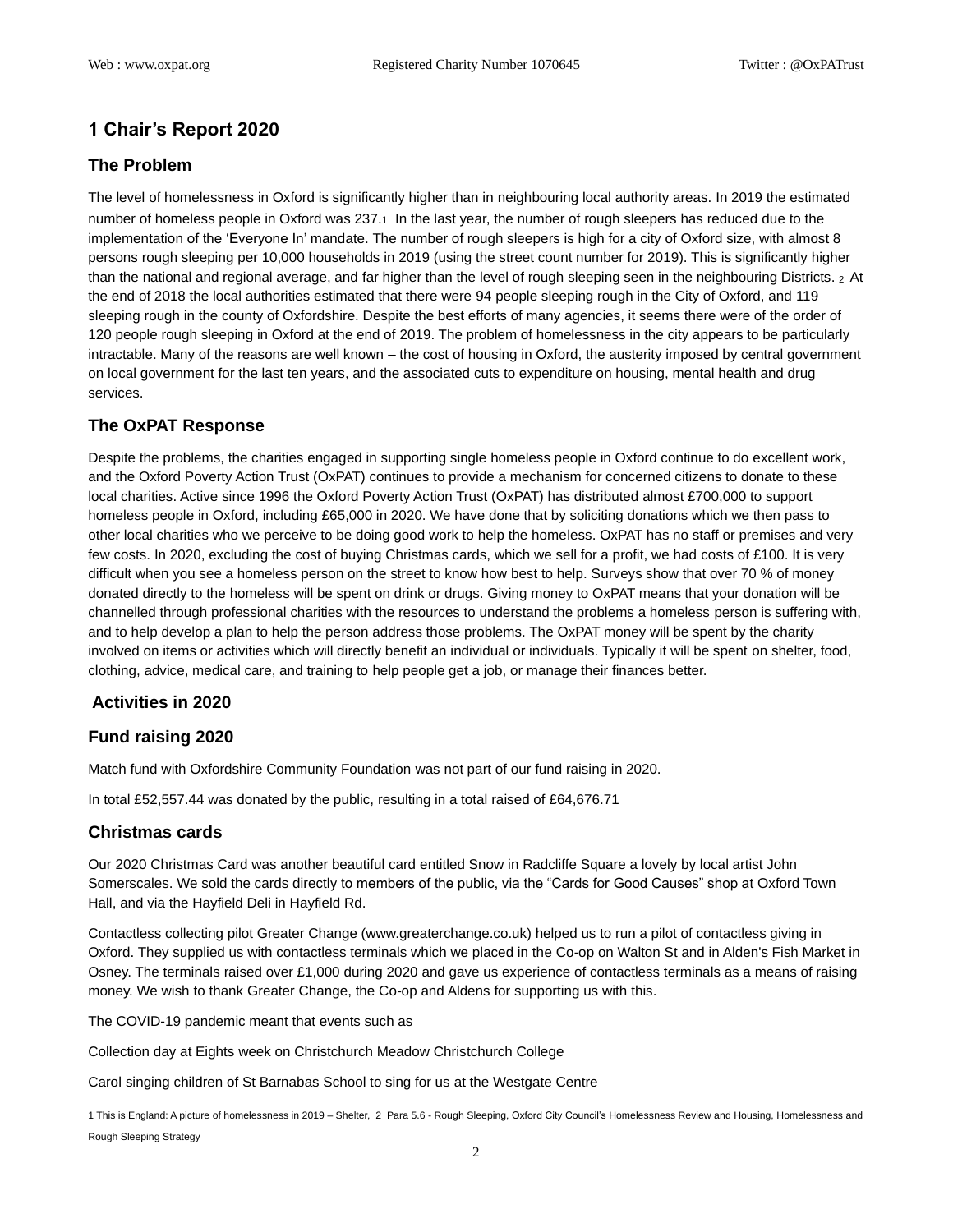## 1 Chair's Report 2020

### The Problem

The level of homelessness in Oxford is significantly higher than in neighbouring local authority areas. In 2019 the estimated number of homeless people in Oxford was 237.[1] In the last year, the number of rough sleepers has reduced due to the implementation of the 'Everyone In' mandate. The number of rough sleepers is high for a city of Oxford size, with almost 8 persons rough sleeping per 10,000 households in 2019 (using the street count number for 2019). This is significantly higher than the national and regional average, and far higher than the level of rough sleeping seen in the neighbouring Districts.[2] At the end of 2018 the local authorities estimated that there were 94 people sleeping rough in the City of Oxford, and 119 sleeping rough in the county of Oxfordshire. Despite the best efforts of many agencies, it seems there were of the order of 120 people rough sleeping in Oxford at the end of 2019. The problem of homelessness in the city appears to be particularly intractable. Many of the reasons are well known – the cost of housing in Oxford, the austerity imposed by central government on local government for the last ten years, and the associated cuts to expenditure on housing, mental health and drug services.

### The OxPAT Response

Despite the problems, the charities engaged in supporting single homeless people in Oxford continue to do excellent work, and the Oxford Poverty Action Trust (OxPAT) continues to provide a mechanism for concerned citizens to donate to these local charities. Active since 1996 the Oxford Poverty Action Trust (OxPAT) has distributed almost £700,000 to support homeless people in Oxford, including £65,000 in 2020. We have done that by soliciting donations which we then pass to other local charities who we perceive to be doing good work to help the homeless. OxPAT has no staff or premises and very few costs. In 2020, excluding the cost of buying Christmas cards, which we sell for a profit, we had costs of £100. It is very difficult when you see a homeless person on the street to know how best to help. Surveys show that over 70 % of money donated directly to the homeless will be spent on drink or drugs. Giving money to OxPAT means that your donation will be channelled through professional charities with the resources to understand the problems a homeless person is suffering with, and to help develop a plan to help the person address those problems. The OxPAT money will be spent by the charity involved on items or activities which will directly benefit an individual or individuals. Typically it will be spent on shelter, food, clothing, advice, medical care, and training to help people get a job, or manage their finances better.

### Activities in 2020

### Fund raising 2020

Match fund with Oxfordshire Community Foundation was not part of our fund raising in 2020.

In total £52,557.44 was donated by the public, resulting in a total raised of £64,676.71

### Christmas cards

Our 2020 Christmas Card was another beautiful card entitled Snow in Radcliffe Square a lovely by local artist John Somerscales. We sold the cards directly to members of the public, via the "Cards for Good Causes" shop at Oxford Town Hall, and via the Hayfield Deli in Hayfield Rd.

Contactless collecting pilot Greater Change (www.greaterchange.co.uk) helped us to run a pilot of contactless giving in Oxford. They supplied us with contactless terminals which we placed in the Co-op on Walton St and in Alden's Fish Market in Osney. The terminals raised over £1,000 during 2020 and gave us experience of contactless terminals as a means of raising money. We wish to thank Greater Change, the Co-op and Aldens for supporting us with this.

The COVID-19 pandemic meant that events such as

Collection day at Eights week on Christchurch Meadow Christchurch College

Carol singing children of St Barnabas School to sing for us at the Westgate Centre

[1] This is England: A picture of homelessness in 2019 – Shelter, [2] Para 5.6 - Rough Sleeping, Oxford City Council's Homelessness Review and Housing, Homelessness and Rough Sleeping Strategy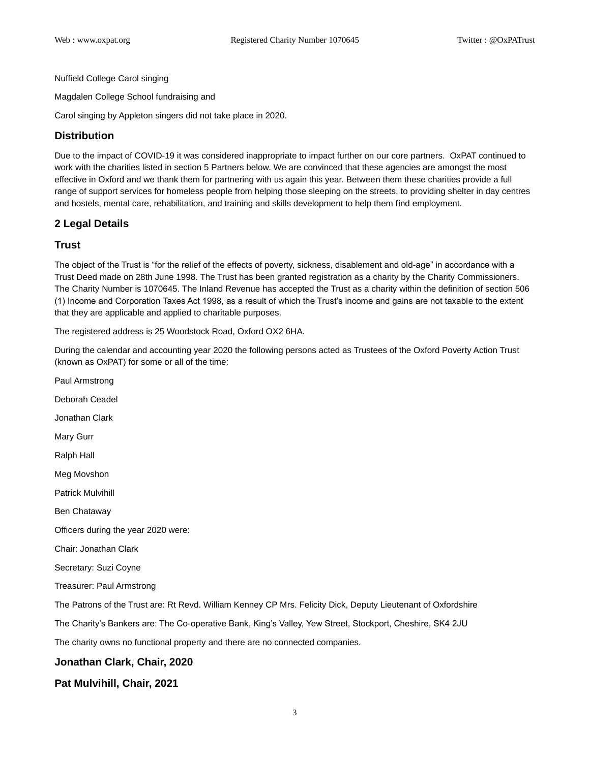Nuffield College Carol singing

Magdalen College School fundraising and

Carol singing by Appleton singers did not take place in 2020.

### Distribution

Due to the impact of COVID-19 it was considered inappropriate to impact further on our core partners. OxPAT continued to work with the charities listed in section 5 Partners below. We are convinced that these agencies are amongst the most effective in Oxford and we thank them for partnering with us again this year. Between them these charities provide a full range of support services for homeless people from helping those sleeping on the streets, to providing shelter in day centres and hostels, mental care, rehabilitation, and training and skills development to help them find employment.

## 2 Legal Details

### Trust

The object of the Trust is "for the relief of the effects of poverty, sickness, disablement and old-age" in accordance with a Trust Deed made on 28th June 1998. The Trust has been granted registration as a charity by the Charity Commissioners. The Charity Number is 1070645. The Inland Revenue has accepted the Trust as a charity within the definition of section 506 (1) Income and Corporation Taxes Act 1998, as a result of which the Trust's income and gains are not taxable to the extent that they are applicable and applied to charitable purposes.

The registered address is 25 Woodstock Road, Oxford OX2 6HA.

During the calendar and accounting year 2020 the following persons acted as Trustees of the Oxford Poverty Action Trust (known as OxPAT) for some or all of the time:

Paul Armstrong

Deborah Ceadel

Jonathan Clark

Mary Gurr

Ralph Hall

Meg Movshon

Patrick Mulvihill

Ben Chataway

Officers during the year 2020 were:

Chair: Jonathan Clark

Secretary: Suzi Coyne

Treasurer: Paul Armstrong

The Patrons of the Trust are: Rt Revd. William Kenney CP Mrs. Felicity Dick, Deputy Lieutenant of Oxfordshire

The Charity's Bankers are: The Co-operative Bank, King's Valley, Yew Street, Stockport, Cheshire, SK4 2JU

The charity owns no functional property and there are no connected companies.

**Jonathan Clark, Chair, 2020**

**Pat Mulvihill, Chair, 2021**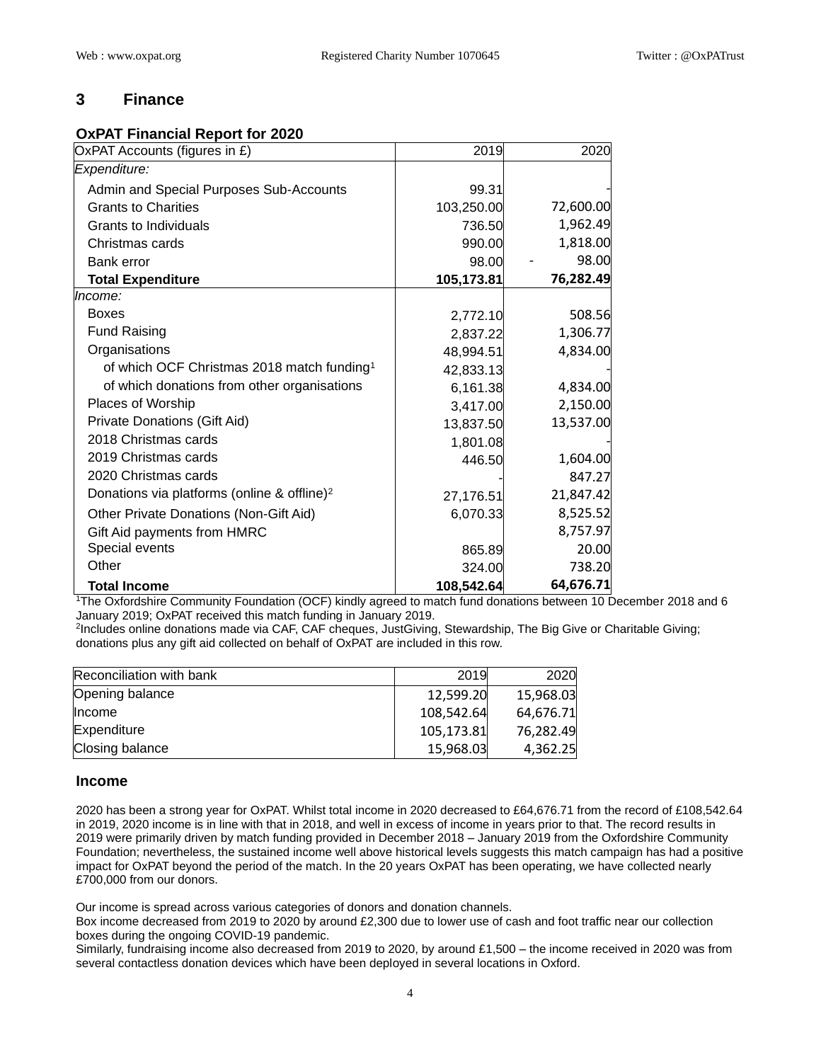## 3 Finance

### OxPAT Financial Report for 2020

| OxPAT Accounts (figures in £) | 2019 | 2020 |
|---|---|---|
| *Expenditure:* | | |
| Admin and Special Purposes Sub-Accounts | 99.31 | - |
| Grants to Charities | 103,250.00 | 72,600.00 |
| Grants to Individuals | 736.50 | 1,962.49 |
| Christmas cards | 990.00 | 1,818.00 |
| Bank error | 98.00 | - 98.00 |
| **Total Expenditure** | **105,173.81** | **76,282.49** |
| *Income:* | | |
| Boxes | 2,772.10 | 508.56 |
| Fund Raising | 2,837.22 | 1,306.77 |
| Organisations | 48,994.51 | 4,834.00 |
| of which OCF Christmas 2018 match funding[1] | 42,833.13 | - |
| of which donations from other organisations | 6,161.38 | 4,834.00 |
| Places of Worship | 3,417.00 | 2,150.00 |
| Private Donations (Gift Aid) | 13,837.50 | 13,537.00 |
| 2018 Christmas cards | 1,801.08 | - |
| 2019 Christmas cards | 446.50 | 1,604.00 |
| 2020 Christmas cards | - | 847.27 |
| Donations via platforms (online & offline)[2] | 27,176.51 | 21,847.42 |
| Other Private Donations (Non-Gift Aid) | 6,070.33 | 8,525.52 |
| Gift Aid payments from HMRC | | 8,757.97 |
| Special events | 865.89 | 20.00 |
| Other | 324.00 | 738.20 |
| **Total Income** | **108,542.64** | **64,676.71** |

[1]The Oxfordshire Community Foundation (OCF) kindly agreed to match fund donations between 10 December 2018 and 6 January 2019; OxPAT received this match funding in January 2019.
[2]Includes online donations made via CAF, CAF cheques, JustGiving, Stewardship, The Big Give or Charitable Giving; donations plus any gift aid collected on behalf of OxPAT are included in this row.

| Reconciliation with bank | 2019 | 2020 |
|---|---|---|
| Opening balance | 12,599.20 | 15,968.03 |
| Income | 108,542.64 | 64,676.71 |
| Expenditure | 105,173.81 | 76,282.49 |
| Closing balance | 15,968.03 | 4,362.25 |

### Income

2020 has been a strong year for OxPAT. Whilst total income in 2020 decreased to £64,676.71 from the record of £108,542.64 in 2019, 2020 income is in line with that in 2018, and well in excess of income in years prior to that. The record results in 2019 were primarily driven by match funding provided in December 2018 – January 2019 from the Oxfordshire Community Foundation; nevertheless, the sustained income well above historical levels suggests this match campaign has had a positive impact for OxPAT beyond the period of the match. In the 20 years OxPAT has been operating, we have collected nearly £700,000 from our donors.

Our income is spread across various categories of donors and donation channels.
Box income decreased from 2019 to 2020 by around £2,300 due to lower use of cash and foot traffic near our collection boxes during the ongoing COVID-19 pandemic.
Similarly, fundraising income also decreased from 2019 to 2020, by around £1,500 – the income received in 2020 was from several contactless donation devices which have been deployed in several locations in Oxford.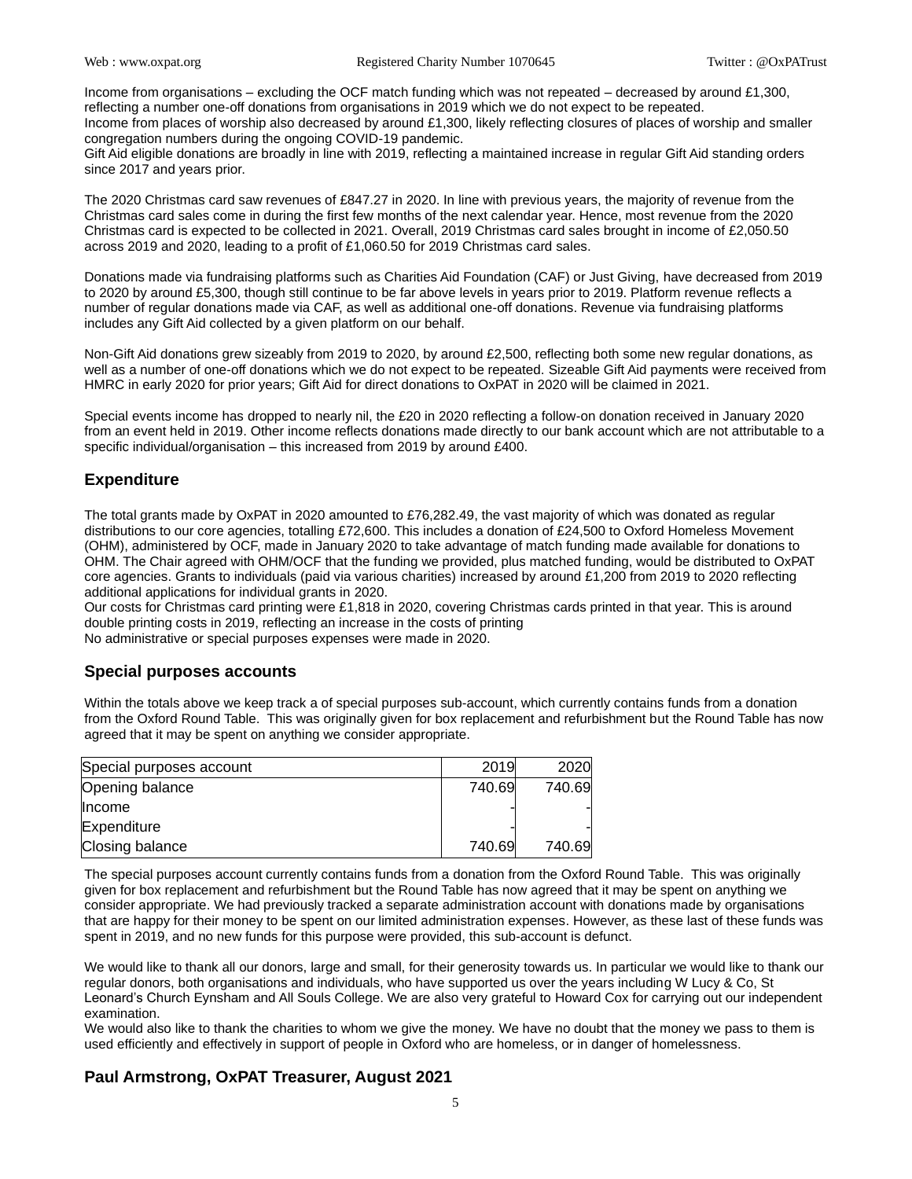Income from organisations – excluding the OCF match funding which was not repeated – decreased by around £1,300, reflecting a number one-off donations from organisations in 2019 which we do not expect to be repeated.
Income from places of worship also decreased by around £1,300, likely reflecting closures of places of worship and smaller congregation numbers during the ongoing COVID-19 pandemic.
Gift Aid eligible donations are broadly in line with 2019, reflecting a maintained increase in regular Gift Aid standing orders since 2017 and years prior.

The 2020 Christmas card saw revenues of £847.27 in 2020. In line with previous years, the majority of revenue from the Christmas card sales come in during the first few months of the next calendar year. Hence, most revenue from the 2020 Christmas card is expected to be collected in 2021. Overall, 2019 Christmas card sales brought in income of £2,050.50 across 2019 and 2020, leading to a profit of £1,060.50 for 2019 Christmas card sales.

Donations made via fundraising platforms such as Charities Aid Foundation (CAF) or Just Giving, have decreased from 2019 to 2020 by around £5,300, though still continue to be far above levels in years prior to 2019. Platform revenue reflects a number of regular donations made via CAF, as well as additional one-off donations. Revenue via fundraising platforms includes any Gift Aid collected by a given platform on our behalf.

Non-Gift Aid donations grew sizeably from 2019 to 2020, by around £2,500, reflecting both some new regular donations, as well as a number of one-off donations which we do not expect to be repeated. Sizeable Gift Aid payments were received from HMRC in early 2020 for prior years; Gift Aid for direct donations to OxPAT in 2020 will be claimed in 2021.

Special events income has dropped to nearly nil, the £20 in 2020 reflecting a follow-on donation received in January 2020 from an event held in 2019. Other income reflects donations made directly to our bank account which are not attributable to a specific individual/organisation – this increased from 2019 by around £400.

## Expenditure

The total grants made by OxPAT in 2020 amounted to £76,282.49, the vast majority of which was donated as regular distributions to our core agencies, totalling £72,600. This includes a donation of £24,500 to Oxford Homeless Movement (OHM), administered by OCF, made in January 2020 to take advantage of match funding made available for donations to OHM. The Chair agreed with OHM/OCF that the funding we provided, plus matched funding, would be distributed to OxPAT core agencies. Grants to individuals (paid via various charities) increased by around £1,200 from 2019 to 2020 reflecting additional applications for individual grants in 2020.
Our costs for Christmas card printing were £1,818 in 2020, covering Christmas cards printed in that year. This is around double printing costs in 2019, reflecting an increase in the costs of printing
No administrative or special purposes expenses were made in 2020.

## Special purposes accounts

Within the totals above we keep track a of special purposes sub-account, which currently contains funds from a donation from the Oxford Round Table. This was originally given for box replacement and refurbishment but the Round Table has now agreed that it may be spent on anything we consider appropriate.

| Special purposes account | 2019 | 2020 |
|---|---|---|
| Opening balance | 740.69 | 740.69 |
| Income | - | - |
| Expenditure | - | - |
| Closing balance | 740.69 | 740.69 |

The special purposes account currently contains funds from a donation from the Oxford Round Table. This was originally given for box replacement and refurbishment but the Round Table has now agreed that it may be spent on anything we consider appropriate. We had previously tracked a separate administration account with donations made by organisations that are happy for their money to be spent on our limited administration expenses. However, as these last of these funds was spent in 2019, and no new funds for this purpose were provided, this sub-account is defunct.

We would like to thank all our donors, large and small, for their generosity towards us. In particular we would like to thank our regular donors, both organisations and individuals, who have supported us over the years including W Lucy & Co, St Leonard's Church Eynsham and All Souls College. We are also very grateful to Howard Cox for carrying out our independent examination.
We would also like to thank the charities to whom we give the money. We have no doubt that the money we pass to them is used efficiently and effectively in support of people in Oxford who are homeless, or in danger of homelessness.

**Paul Armstrong, OxPAT Treasurer, August 2021**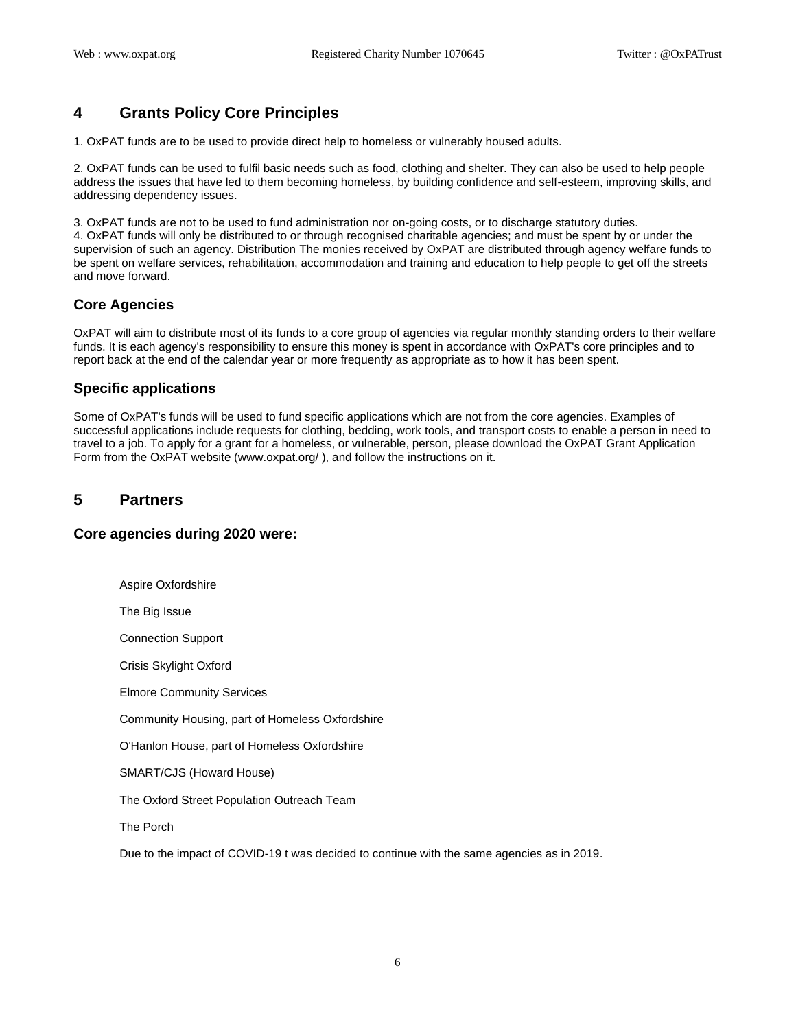## 4 Grants Policy Core Principles

1. OxPAT funds are to be used to provide direct help to homeless or vulnerably housed adults.

2. OxPAT funds can be used to fulfil basic needs such as food, clothing and shelter. They can also be used to help people address the issues that have led to them becoming homeless, by building confidence and self-esteem, improving skills, and addressing dependency issues.

3. OxPAT funds are not to be used to fund administration nor on-going costs, or to discharge statutory duties.
4. OxPAT funds will only be distributed to or through recognised charitable agencies; and must be spent by or under the supervision of such an agency. Distribution The monies received by OxPAT are distributed through agency welfare funds to be spent on welfare services, rehabilitation, accommodation and training and education to help people to get off the streets and move forward.

### Core Agencies

OxPAT will aim to distribute most of its funds to a core group of agencies via regular monthly standing orders to their welfare funds. It is each agency's responsibility to ensure this money is spent in accordance with OxPAT's core principles and to report back at the end of the calendar year or more frequently as appropriate as to how it has been spent.

### Specific applications

Some of OxPAT's funds will be used to fund specific applications which are not from the core agencies. Examples of successful applications include requests for clothing, bedding, work tools, and transport costs to enable a person in need to travel to a job. To apply for a grant for a homeless, or vulnerable, person, please download the OxPAT Grant Application Form from the OxPAT website (www.oxpat.org/ ), and follow the instructions on it.

## 5 Partners

### Core agencies during 2020 were:

Aspire Oxfordshire

The Big Issue

Connection Support

Crisis Skylight Oxford

Elmore Community Services

Community Housing, part of Homeless Oxfordshire

O'Hanlon House, part of Homeless Oxfordshire

SMART/CJS (Howard House)

The Oxford Street Population Outreach Team

The Porch

Due to the impact of COVID-19 t was decided to continue with the same agencies as in 2019.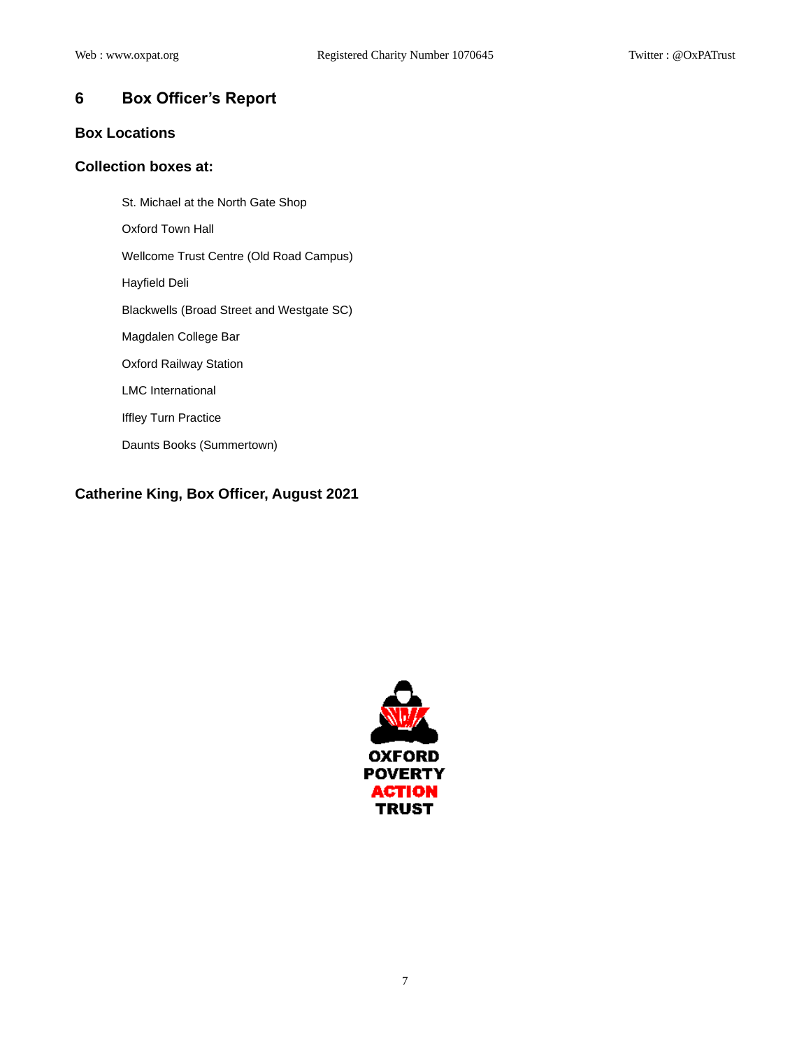## 6 Box Officer's Report

### Box Locations

### Collection boxes at:

St. Michael at the North Gate Shop

Oxford Town Hall

Wellcome Trust Centre (Old Road Campus)

Hayfield Deli

Blackwells (Broad Street and Westgate SC)

Magdalen College Bar

Oxford Railway Station

LMC International

Iffley Turn Practice

Daunts Books (Summertown)

**Catherine King, Box Officer, August 2021**

OXFORD
POVERTY
ACTION
TRUST